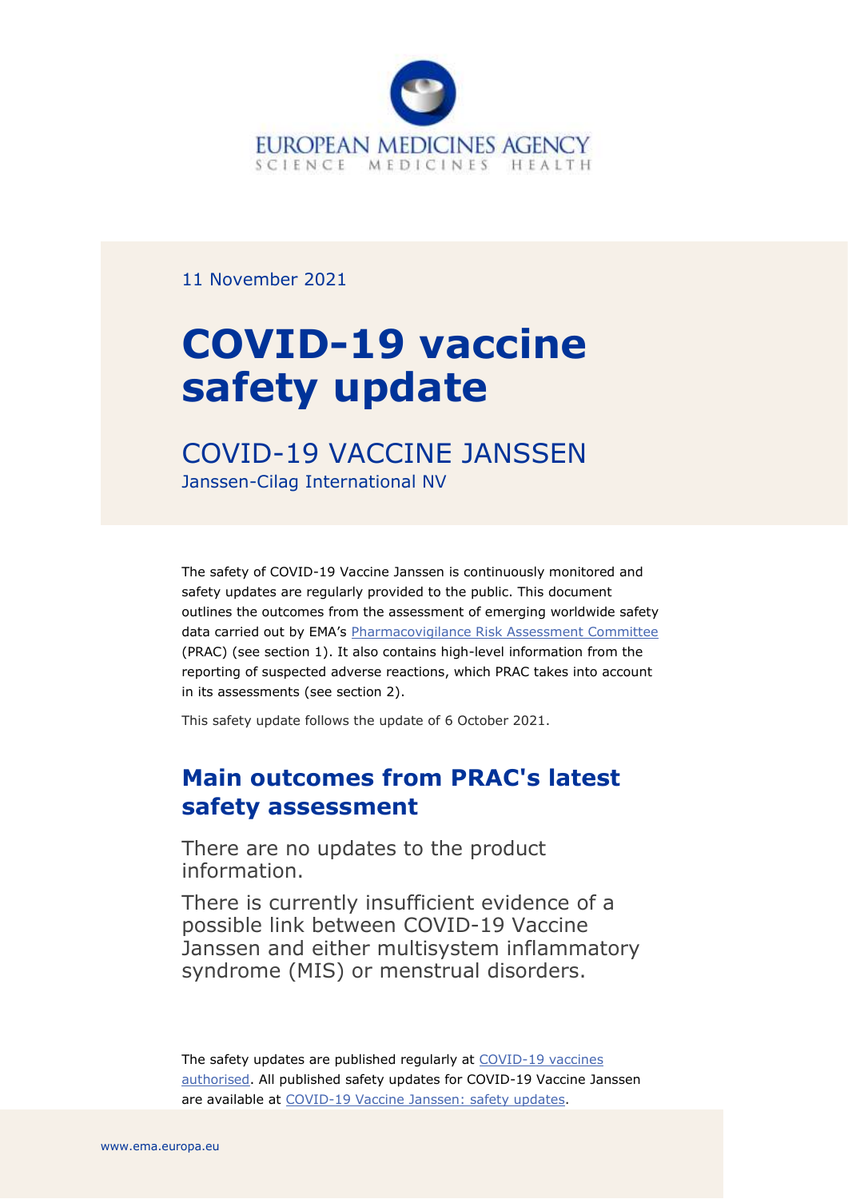EUROPEAN MEDICINES AGENCY
SCIENCE MEDICINES HEALTH

11 November 2021

# COVID-19 vaccine safety update

## COVID-19 VACCINE JANSSEN

Janssen-Cilag International NV

The safety of COVID-19 Vaccine Janssen is continuously monitored and safety updates are regularly provided to the public. This document outlines the outcomes from the assessment of emerging worldwide safety data carried out by EMA's [Pharmacovigilance Risk Assessment Committee](#) (PRAC) (see section 1). It also contains high-level information from the reporting of suspected adverse reactions, which PRAC takes into account in its assessments (see section 2).

This safety update follows the update of 6 October 2021.

## Main outcomes from PRAC's latest safety assessment

There are no updates to the product information.

There is currently insufficient evidence of a possible link between COVID-19 Vaccine Janssen and either multisystem inflammatory syndrome (MIS) or menstrual disorders.

The safety updates are published regularly at [COVID-19 vaccines authorised](#). All published safety updates for COVID-19 Vaccine Janssen are available at [COVID-19 Vaccine Janssen: safety updates](#).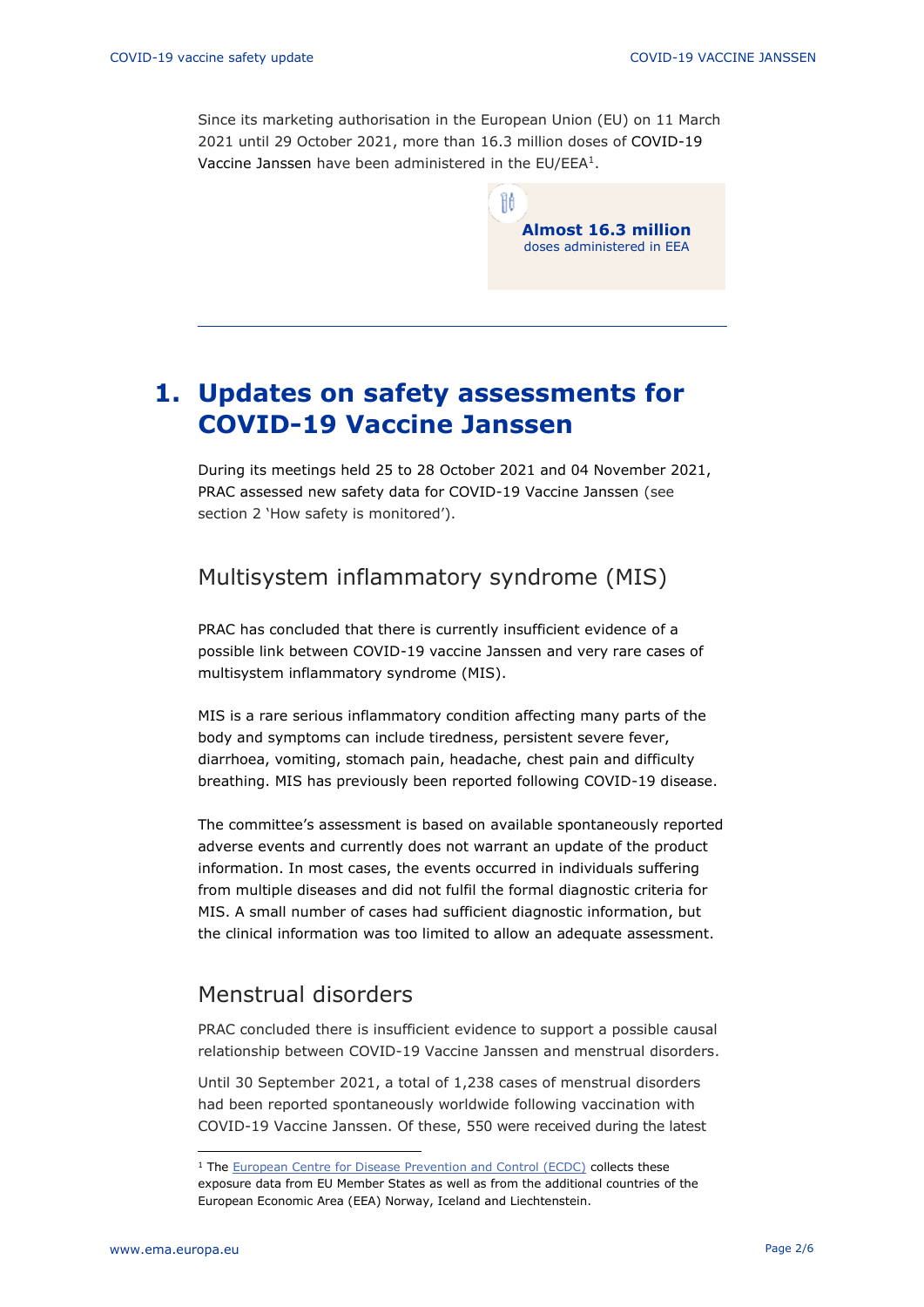Since its marketing authorisation in the European Union (EU) on 11 March 2021 until 29 October 2021, more than 16.3 million doses of COVID-19 Vaccine Janssen have been administered in the EU/EEA[1].

**Almost 16.3 million**
doses administered in EEA

# 1. Updates on safety assessments for COVID-19 Vaccine Janssen

During its meetings held 25 to 28 October 2021 and 04 November 2021, PRAC assessed new safety data for COVID-19 Vaccine Janssen (see section 2 'How safety is monitored').

## Multisystem inflammatory syndrome (MIS)

PRAC has concluded that there is currently insufficient evidence of a possible link between COVID-19 vaccine Janssen and very rare cases of multisystem inflammatory syndrome (MIS).

MIS is a rare serious inflammatory condition affecting many parts of the body and symptoms can include tiredness, persistent severe fever, diarrhoea, vomiting, stomach pain, headache, chest pain and difficulty breathing. MIS has previously been reported following COVID-19 disease.

The committee's assessment is based on available spontaneously reported adverse events and currently does not warrant an update of the product information. In most cases, the events occurred in individuals suffering from multiple diseases and did not fulfil the formal diagnostic criteria for MIS. A small number of cases had sufficient diagnostic information, but the clinical information was too limited to allow an adequate assessment.

## Menstrual disorders

PRAC concluded there is insufficient evidence to support a possible causal relationship between COVID-19 Vaccine Janssen and menstrual disorders.

Until 30 September 2021, a total of 1,238 cases of menstrual disorders had been reported spontaneously worldwide following vaccination with COVID-19 Vaccine Janssen. Of these, 550 were received during the latest

[1] The European Centre for Disease Prevention and Control (ECDC) collects these exposure data from EU Member States as well as from the additional countries of the European Economic Area (EEA) Norway, Iceland and Liechtenstein.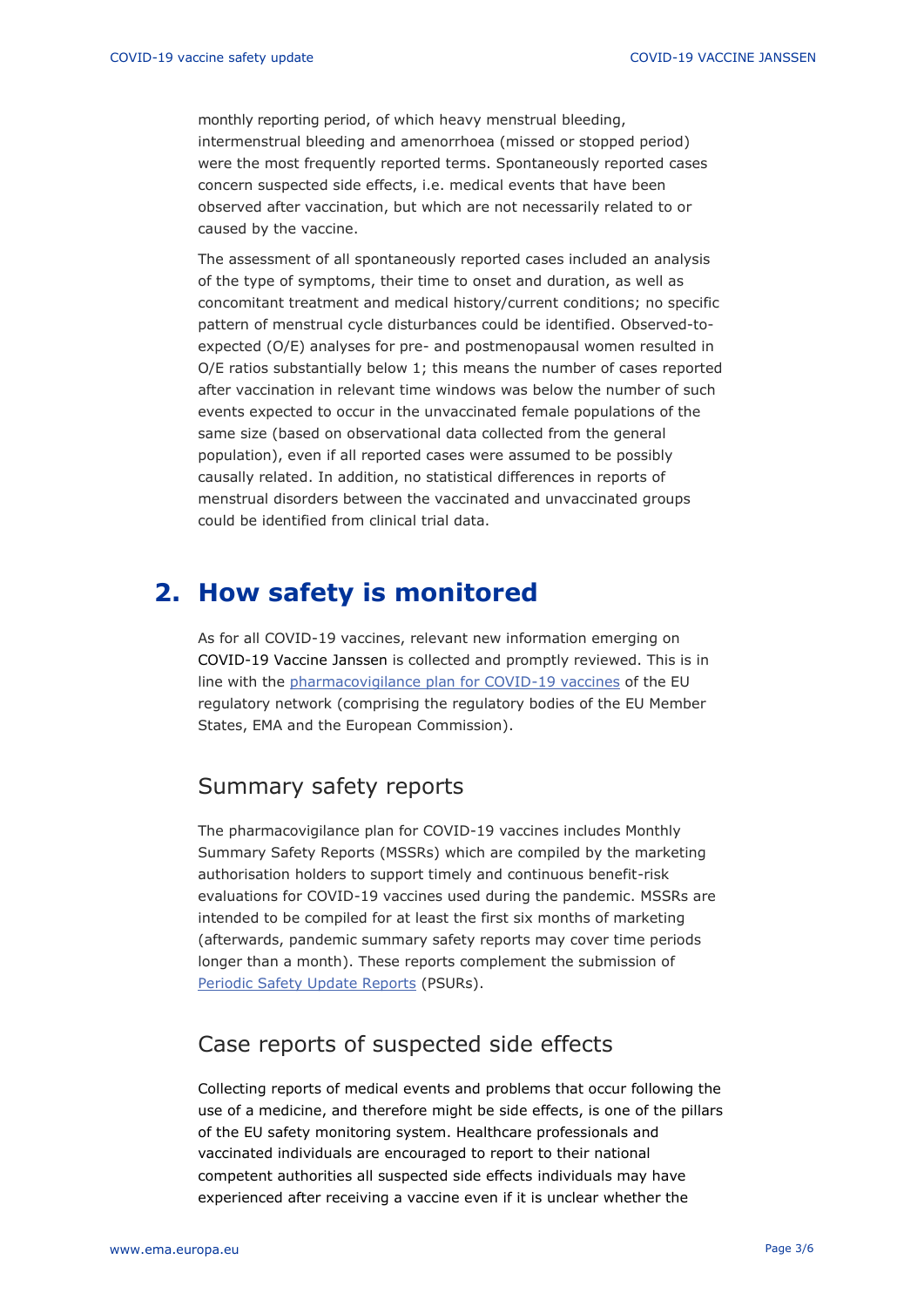monthly reporting period, of which heavy menstrual bleeding, intermenstrual bleeding and amenorrhoea (missed or stopped period) were the most frequently reported terms. Spontaneously reported cases concern suspected side effects, i.e. medical events that have been observed after vaccination, but which are not necessarily related to or caused by the vaccine.

The assessment of all spontaneously reported cases included an analysis of the type of symptoms, their time to onset and duration, as well as concomitant treatment and medical history/current conditions; no specific pattern of menstrual cycle disturbances could be identified. Observed-to-expected (O/E) analyses for pre- and postmenopausal women resulted in O/E ratios substantially below 1; this means the number of cases reported after vaccination in relevant time windows was below the number of such events expected to occur in the unvaccinated female populations of the same size (based on observational data collected from the general population), even if all reported cases were assumed to be possibly causally related. In addition, no statistical differences in reports of menstrual disorders between the vaccinated and unvaccinated groups could be identified from clinical trial data.

# 2. How safety is monitored

As for all COVID-19 vaccines, relevant new information emerging on COVID-19 Vaccine Janssen is collected and promptly reviewed. This is in line with the [pharmacovigilance plan for COVID-19 vaccines](#) of the EU regulatory network (comprising the regulatory bodies of the EU Member States, EMA and the European Commission).

## Summary safety reports

The pharmacovigilance plan for COVID-19 vaccines includes Monthly Summary Safety Reports (MSSRs) which are compiled by the marketing authorisation holders to support timely and continuous benefit-risk evaluations for COVID-19 vaccines used during the pandemic. MSSRs are intended to be compiled for at least the first six months of marketing (afterwards, pandemic summary safety reports may cover time periods longer than a month). These reports complement the submission of [Periodic Safety Update Reports](#) (PSURs).

## Case reports of suspected side effects

Collecting reports of medical events and problems that occur following the use of a medicine, and therefore might be side effects, is one of the pillars of the EU safety monitoring system. Healthcare professionals and vaccinated individuals are encouraged to report to their national competent authorities all suspected side effects individuals may have experienced after receiving a vaccine even if it is unclear whether the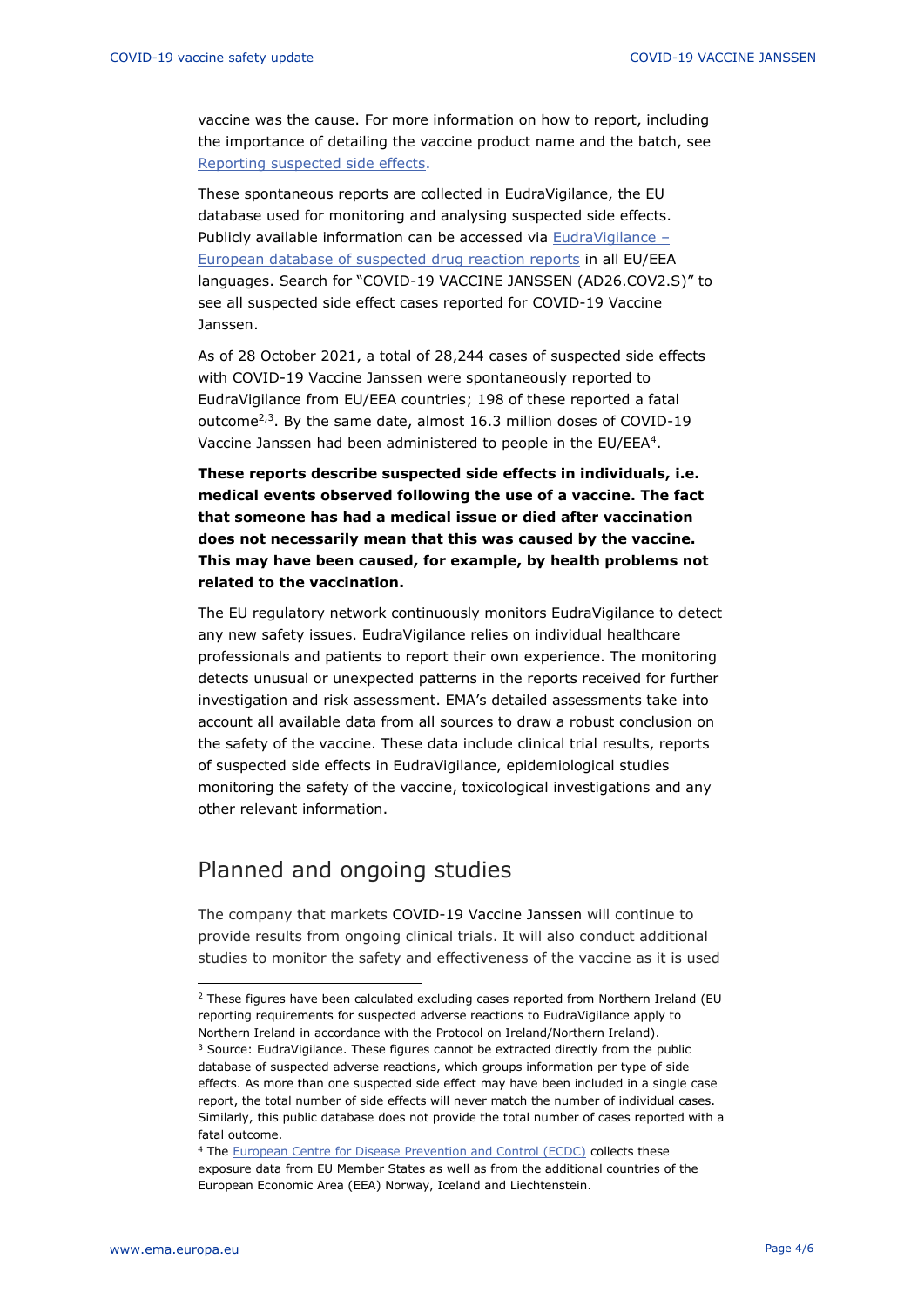vaccine was the cause. For more information on how to report, including the importance of detailing the vaccine product name and the batch, see [Reporting suspected side effects](#).

These spontaneous reports are collected in EudraVigilance, the EU database used for monitoring and analysing suspected side effects. Publicly available information can be accessed via [EudraVigilance – European database of suspected drug reaction reports](#) in all EU/EEA languages. Search for "COVID-19 VACCINE JANSSEN (AD26.COV2.S)" to see all suspected side effect cases reported for COVID-19 Vaccine Janssen.

As of 28 October 2021, a total of 28,244 cases of suspected side effects with COVID-19 Vaccine Janssen were spontaneously reported to EudraVigilance from EU/EEA countries; 198 of these reported a fatal outcome[2,3]. By the same date, almost 16.3 million doses of COVID-19 Vaccine Janssen had been administered to people in the EU/EEA[4].

**These reports describe suspected side effects in individuals, i.e. medical events observed following the use of a vaccine. The fact that someone has had a medical issue or died after vaccination does not necessarily mean that this was caused by the vaccine. This may have been caused, for example, by health problems not related to the vaccination.**

The EU regulatory network continuously monitors EudraVigilance to detect any new safety issues. EudraVigilance relies on individual healthcare professionals and patients to report their own experience. The monitoring detects unusual or unexpected patterns in the reports received for further investigation and risk assessment. EMA's detailed assessments take into account all available data from all sources to draw a robust conclusion on the safety of the vaccine. These data include clinical trial results, reports of suspected side effects in EudraVigilance, epidemiological studies monitoring the safety of the vaccine, toxicological investigations and any other relevant information.

## Planned and ongoing studies

The company that markets COVID-19 Vaccine Janssen will continue to provide results from ongoing clinical trials. It will also conduct additional studies to monitor the safety and effectiveness of the vaccine as it is used

---

[2] These figures have been calculated excluding cases reported from Northern Ireland (EU reporting requirements for suspected adverse reactions to EudraVigilance apply to Northern Ireland in accordance with the Protocol on Ireland/Northern Ireland).

[3] Source: EudraVigilance. These figures cannot be extracted directly from the public database of suspected adverse reactions, which groups information per type of side effects. As more than one suspected side effect may have been included in a single case report, the total number of side effects will never match the number of individual cases. Similarly, this public database does not provide the total number of cases reported with a fatal outcome.

[4] The [European Centre for Disease Prevention and Control (ECDC)](#) collects these exposure data from EU Member States as well as from the additional countries of the European Economic Area (EEA) Norway, Iceland and Liechtenstein.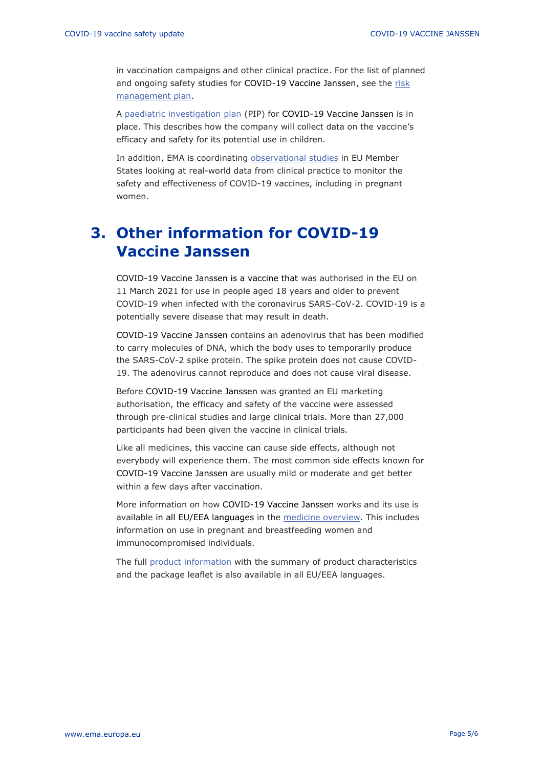in vaccination campaigns and other clinical practice. For the list of planned and ongoing safety studies for COVID-19 Vaccine Janssen, see the risk management plan.

A paediatric investigation plan (PIP) for COVID-19 Vaccine Janssen is in place. This describes how the company will collect data on the vaccine's efficacy and safety for its potential use in children.

In addition, EMA is coordinating observational studies in EU Member States looking at real-world data from clinical practice to monitor the safety and effectiveness of COVID-19 vaccines, including in pregnant women.

# 3. Other information for COVID-19 Vaccine Janssen

COVID-19 Vaccine Janssen is a vaccine that was authorised in the EU on 11 March 2021 for use in people aged 18 years and older to prevent COVID-19 when infected with the coronavirus SARS-CoV-2. COVID-19 is a potentially severe disease that may result in death.

COVID-19 Vaccine Janssen contains an adenovirus that has been modified to carry molecules of DNA, which the body uses to temporarily produce the SARS-CoV-2 spike protein. The spike protein does not cause COVID-19. The adenovirus cannot reproduce and does not cause viral disease.

Before COVID-19 Vaccine Janssen was granted an EU marketing authorisation, the efficacy and safety of the vaccine were assessed through pre-clinical studies and large clinical trials. More than 27,000 participants had been given the vaccine in clinical trials.

Like all medicines, this vaccine can cause side effects, although not everybody will experience them. The most common side effects known for COVID-19 Vaccine Janssen are usually mild or moderate and get better within a few days after vaccination.

More information on how COVID-19 Vaccine Janssen works and its use is available in all EU/EEA languages in the medicine overview. This includes information on use in pregnant and breastfeeding women and immunocompromised individuals.

The full product information with the summary of product characteristics and the package leaflet is also available in all EU/EEA languages.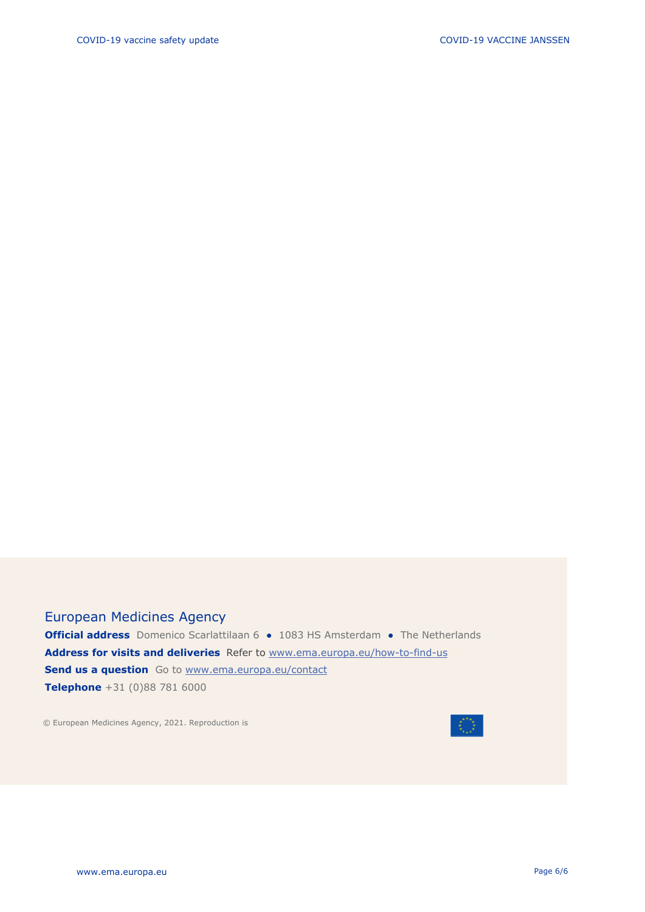European Medicines Agency

**Official address** Domenico Scarlattilaan 6 ● 1083 HS Amsterdam ● The Netherlands

**Address for visits and deliveries** Refer to www.ema.europa.eu/how-to-find-us

**Send us a question** Go to www.ema.europa.eu/contact

**Telephone** +31 (0)88 781 6000

© European Medicines Agency, 2021. Reproduction is